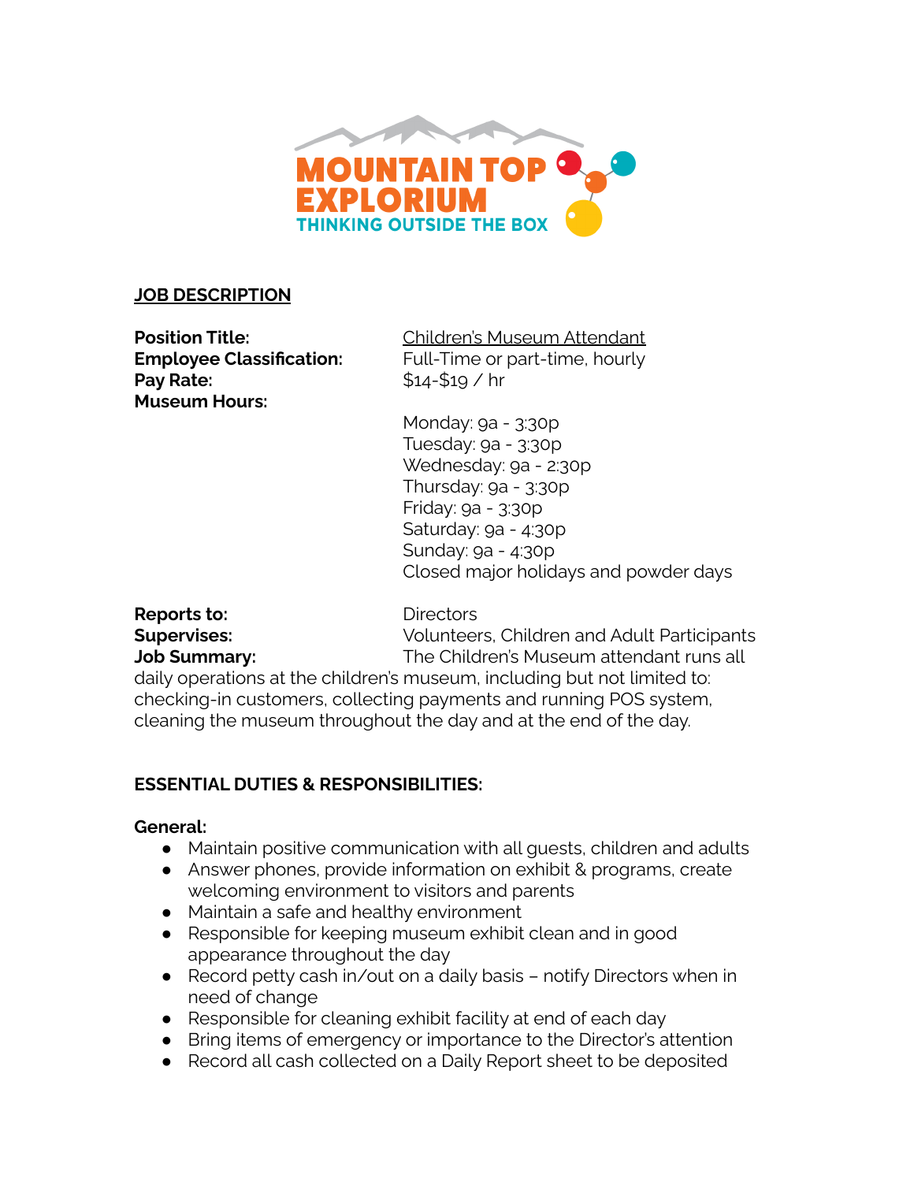MOUNTAIN TOP EXPLORIUM

THINKING OUTSIDE THE BOX

**JOB DESCRIPTION**

**Position Title:** Children's Museum Attendant

**Employee Classification:** Full-Time or part-time, hourly

**Pay Rate:** $14-$19 / hr

**Museum Hours:**

Monday: 9a - 3:30p
Tuesday: 9a - 3:30p
Wednesday: 9a - 2:30p
Thursday: 9a - 3:30p
Friday: 9a - 3:30p
Saturday: 9a - 4:30p
Sunday: 9a - 4:30p
Closed major holidays and powder days

**Reports to:** Directors

**Supervises:** Volunteers, Children and Adult Participants

**Job Summary:** The Children's Museum attendant runs all daily operations at the children's museum, including but not limited to: checking-in customers, collecting payments and running POS system, cleaning the museum throughout the day and at the end of the day.

**ESSENTIAL DUTIES & RESPONSIBILITIES:**

**General:**

- Maintain positive communication with all guests, children and adults
- Answer phones, provide information on exhibit & programs, create welcoming environment to visitors and parents
- Maintain a safe and healthy environment
- Responsible for keeping museum exhibit clean and in good appearance throughout the day
- Record petty cash in/out on a daily basis – notify Directors when in need of change
- Responsible for cleaning exhibit facility at end of each day
- Bring items of emergency or importance to the Director's attention
- Record all cash collected on a Daily Report sheet to be deposited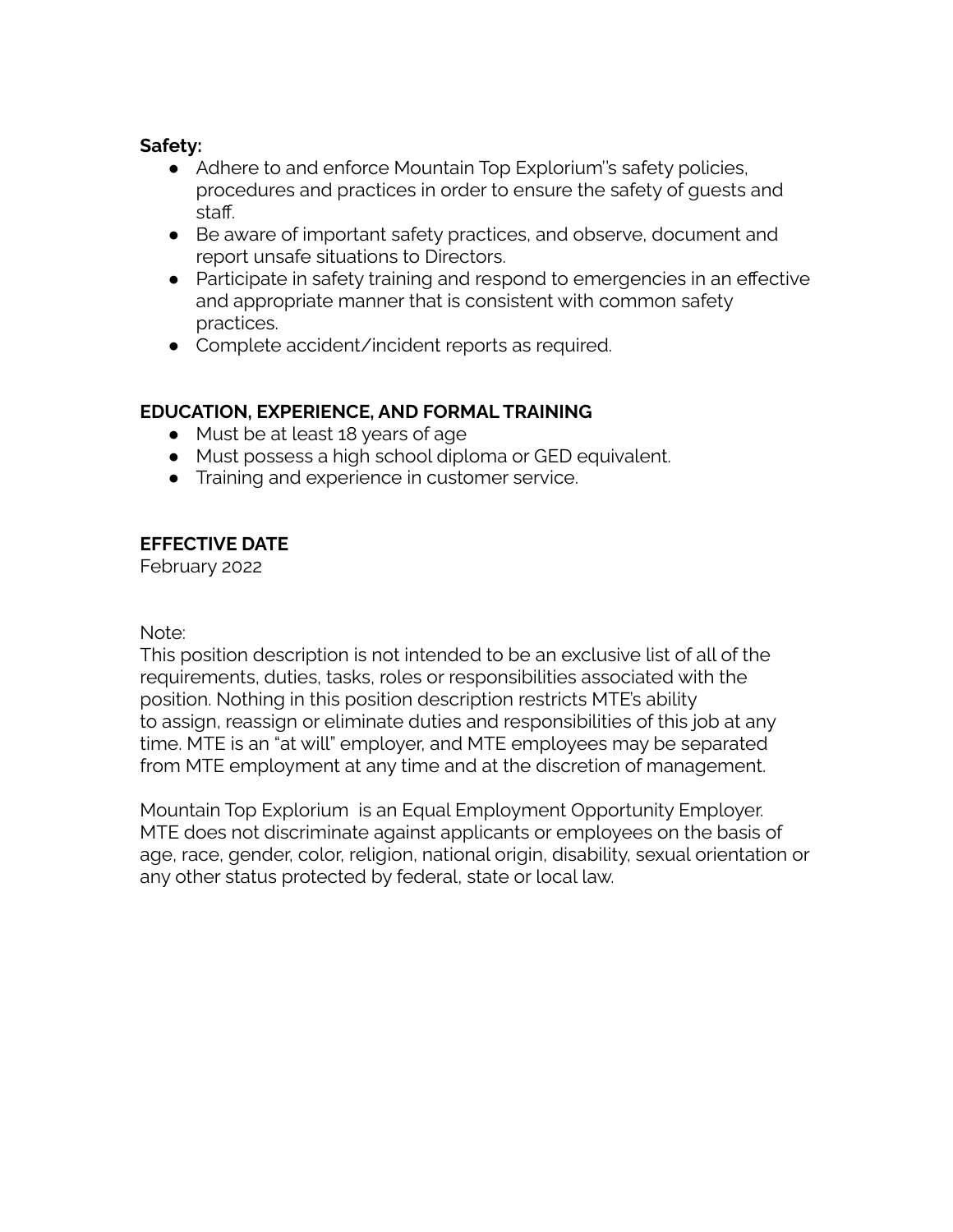**Safety:**

- Adhere to and enforce Mountain Top Explorium''s safety policies, procedures and practices in order to ensure the safety of guests and staff.
- Be aware of important safety practices, and observe, document and report unsafe situations to Directors.
- Participate in safety training and respond to emergencies in an effective and appropriate manner that is consistent with common safety practices.
- Complete accident/incident reports as required.

**EDUCATION, EXPERIENCE, AND FORMAL TRAINING**

- Must be at least 18 years of age
- Must possess a high school diploma or GED equivalent.
- Training and experience in customer service.

**EFFECTIVE DATE**

February 2022

Note:
This position description is not intended to be an exclusive list of all of the requirements, duties, tasks, roles or responsibilities associated with the position. Nothing in this position description restricts MTE's ability to assign, reassign or eliminate duties and responsibilities of this job at any time. MTE is an "at will" employer, and MTE employees may be separated from MTE employment at any time and at the discretion of management.

Mountain Top Explorium is an Equal Employment Opportunity Employer. MTE does not discriminate against applicants or employees on the basis of age, race, gender, color, religion, national origin, disability, sexual orientation or any other status protected by federal, state or local law.